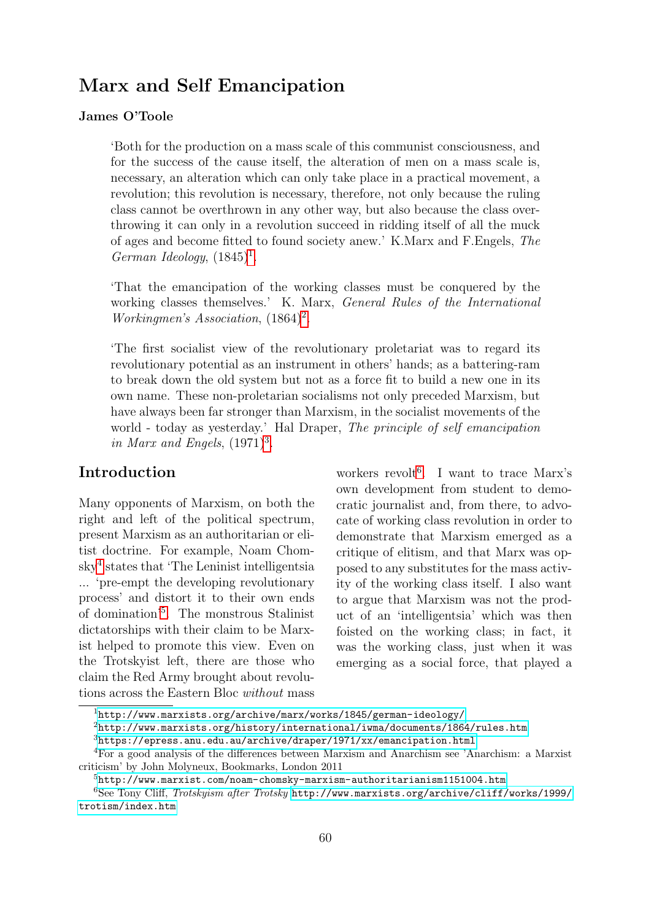# Marx and Self Emancipation

**James O'Toole**

> 'Both for the production on a mass scale of this communist consciousness, and for the success of the cause itself, the alteration of men on a mass scale is, necessary, an alteration which can only take place in a practical movement, a revolution; this revolution is necessary, therefore, not only because the ruling class cannot be overthrown in any other way, but also because the class overthrowing it can only in a revolution succeed in ridding itself of all the muck of ages and become fitted to found society anew.' K.Marx and F.Engels, *The German Ideology*, (1845)[1].

> 'That the emancipation of the working classes must be conquered by the working classes themselves.' K. Marx, *General Rules of the International Workingmen's Association*, (1864)[2].

> 'The first socialist view of the revolutionary proletariat was to regard its revolutionary potential as an instrument in others' hands; as a battering-ram to break down the old system but not as a force fit to build a new one in its own name. These non-proletarian socialisms not only preceded Marxism, but have always been far stronger than Marxism, in the socialist movements of the world - today as yesterday.' Hal Draper, *The principle of self emancipation in Marx and Engels*, (1971)[3].

## Introduction

Many opponents of Marxism, on both the right and left of the political spectrum, present Marxism as an authoritarian or elitist doctrine. For example, Noam Chomsky[4] states that 'The Leninist intelligentsia ... 'pre-empt the developing revolutionary process' and distort it to their own ends of domination'[5]. The monstrous Stalinist dictatorships with their claim to be Marxist helped to promote this view. Even on the Trotskyist left, there are those who claim the Red Army brought about revolutions across the Eastern Bloc *without* mass workers revolt[6]. I want to trace Marx's own development from student to democratic journalist and, from there, to advocate of working class revolution in order to demonstrate that Marxism emerged as a critique of elitism, and that Marx was opposed to any substitutes for the mass activity of the working class itself. I also want to argue that Marxism was not the product of an 'intelligentsia' which was then foisted on the working class; in fact, it was the working class, just when it was emerging as a social force, that played a

---

[1] http://www.marxists.org/archive/marx/works/1845/german-ideology/

[2] http://www.marxists.org/history/international/iwma/documents/1864/rules.htm

[3] https://epress.anu.edu.au/archive/draper/1971/xx/emancipation.html

[4] For a good analysis of the differences between Marxism and Anarchism see 'Anarchism: a Marxist criticism' by John Molyneux, Bookmarks, London 2011

[5] http://www.marxist.com/noam-chomsky-marxism-authoritarianism1151004.htm

[6] See Tony Cliff, *Trotskyism after Trotsky* http://www.marxists.org/archive/cliff/works/1999/trotism/index.htm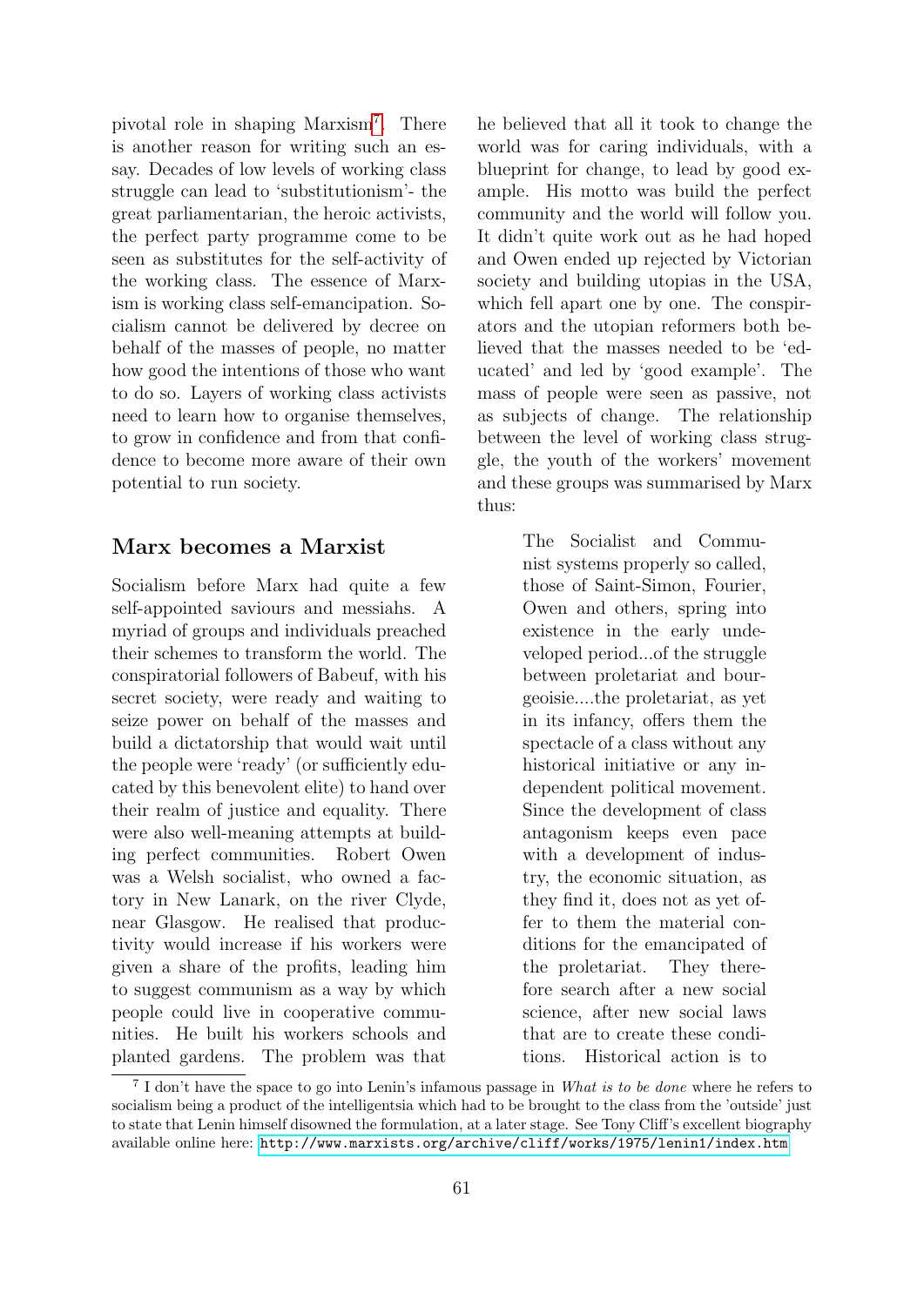pivotal role in shaping Marxism[7]. There is another reason for writing such an essay. Decades of low levels of working class struggle can lead to 'substitutionism'- the great parliamentarian, the heroic activists, the perfect party programme come to be seen as substitutes for the self-activity of the working class. The essence of Marxism is working class self-emancipation. Socialism cannot be delivered by decree on behalf of the masses of people, no matter how good the intentions of those who want to do so. Layers of working class activists need to learn how to organise themselves, to grow in confidence and from that confidence to become more aware of their own potential to run society.

## Marx becomes a Marxist

Socialism before Marx had quite a few self-appointed saviours and messiahs. A myriad of groups and individuals preached their schemes to transform the world. The conspiratorial followers of Babeuf, with his secret society, were ready and waiting to seize power on behalf of the masses and build a dictatorship that would wait until the people were 'ready' (or sufficiently educated by this benevolent elite) to hand over their realm of justice and equality. There were also well-meaning attempts at building perfect communities. Robert Owen was a Welsh socialist, who owned a factory in New Lanark, on the river Clyde, near Glasgow. He realised that productivity would increase if his workers were given a share of the profits, leading him to suggest communism as a way by which people could live in cooperative communities. He built his workers schools and planted gardens. The problem was that he believed that all it took to change the world was for caring individuals, with a blueprint for change, to lead by good example. His motto was build the perfect community and the world will follow you. It didn't quite work out as he had hoped and Owen ended up rejected by Victorian society and building utopias in the USA, which fell apart one by one. The conspirators and the utopian reformers both believed that the masses needed to be 'educated' and led by 'good example'. The mass of people were seen as passive, not as subjects of change. The relationship between the level of working class struggle, the youth of the workers' movement and these groups was summarised by Marx thus:

> The Socialist and Communist systems properly so called, those of Saint-Simon, Fourier, Owen and others, spring into existence in the early undeveloped period...of the struggle between proletariat and bourgeoisie....the proletariat, as yet in its infancy, offers them the spectacle of a class without any historical initiative or any independent political movement. Since the development of class antagonism keeps even pace with a development of industry, the economic situation, as they find it, does not as yet offer to them the material conditions for the emancipated of the proletariat. They therefore search after a new social science, after new social laws that are to create these conditions. Historical action is to

[7] I don't have the space to go into Lenin's infamous passage in *What is to be done* where he refers to socialism being a product of the intelligentsia which had to be brought to the class from the 'outside' just to state that Lenin himself disowned the formulation, at a later stage. See Tony Cliff's excellent biography available online here: http://www.marxists.org/archive/cliff/works/1975/lenin1/index.htm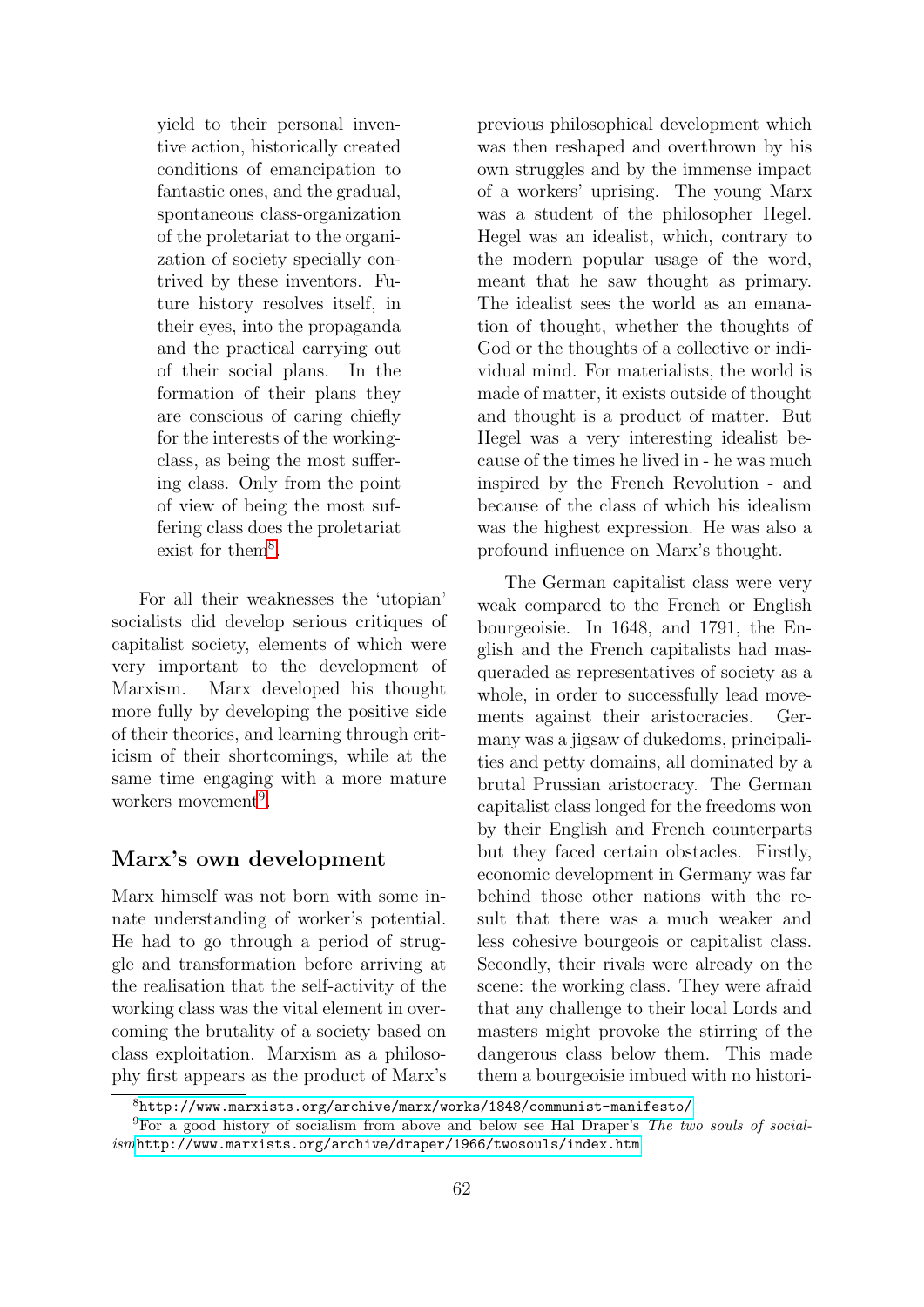> yield to their personal inventive action, historically created conditions of emancipation to fantastic ones, and the gradual, spontaneous class-organization of the proletariat to the organization of society specially contrived by these inventors. Future history resolves itself, in their eyes, into the propaganda and the practical carrying out of their social plans. In the formation of their plans they are conscious of caring chiefly for the interests of the working-class, as being the most suffering class. Only from the point of view of being the most suffering class does the proletariat exist for them[8].

For all their weaknesses the 'utopian' socialists did develop serious critiques of capitalist society, elements of which were very important to the development of Marxism. Marx developed his thought more fully by developing the positive side of their theories, and learning through criticism of their shortcomings, while at the same time engaging with a more mature workers movement[9].

## Marx's own development

Marx himself was not born with some innate understanding of worker's potential. He had to go through a period of struggle and transformation before arriving at the realisation that the self-activity of the working class was the vital element in overcoming the brutality of a society based on class exploitation. Marxism as a philosophy first appears as the product of Marx's previous philosophical development which was then reshaped and overthrown by his own struggles and by the immense impact of a workers' uprising. The young Marx was a student of the philosopher Hegel. Hegel was an idealist, which, contrary to the modern popular usage of the word, meant that he saw thought as primary. The idealist sees the world as an emanation of thought, whether the thoughts of God or the thoughts of a collective or individual mind. For materialists, the world is made of matter, it exists outside of thought and thought is a product of matter. But Hegel was a very interesting idealist because of the times he lived in - he was much inspired by the French Revolution - and because of the class of which his idealism was the highest expression. He was also a profound influence on Marx's thought.

The German capitalist class were very weak compared to the French or English bourgeoisie. In 1648, and 1791, the English and the French capitalists had masqueraded as representatives of society as a whole, in order to successfully lead movements against their aristocracies. Germany was a jigsaw of dukedoms, principalities and petty domains, all dominated by a brutal Prussian aristocracy. The German capitalist class longed for the freedoms won by their English and French counterparts but they faced certain obstacles. Firstly, economic development in Germany was far behind those other nations with the result that there was a much weaker and less cohesive bourgeois or capitalist class. Secondly, their rivals were already on the scene: the working class. They were afraid that any challenge to their local Lords and masters might provoke the stirring of the dangerous class below them. This made them a bourgeoisie imbued with no histori-

[8] http://www.marxists.org/archive/marx/works/1848/communist-manifesto/

[9] For a good history of socialism from above and below see Hal Draper's *The two souls of socialism* http://www.marxists.org/archive/draper/1966/twosouls/index.htm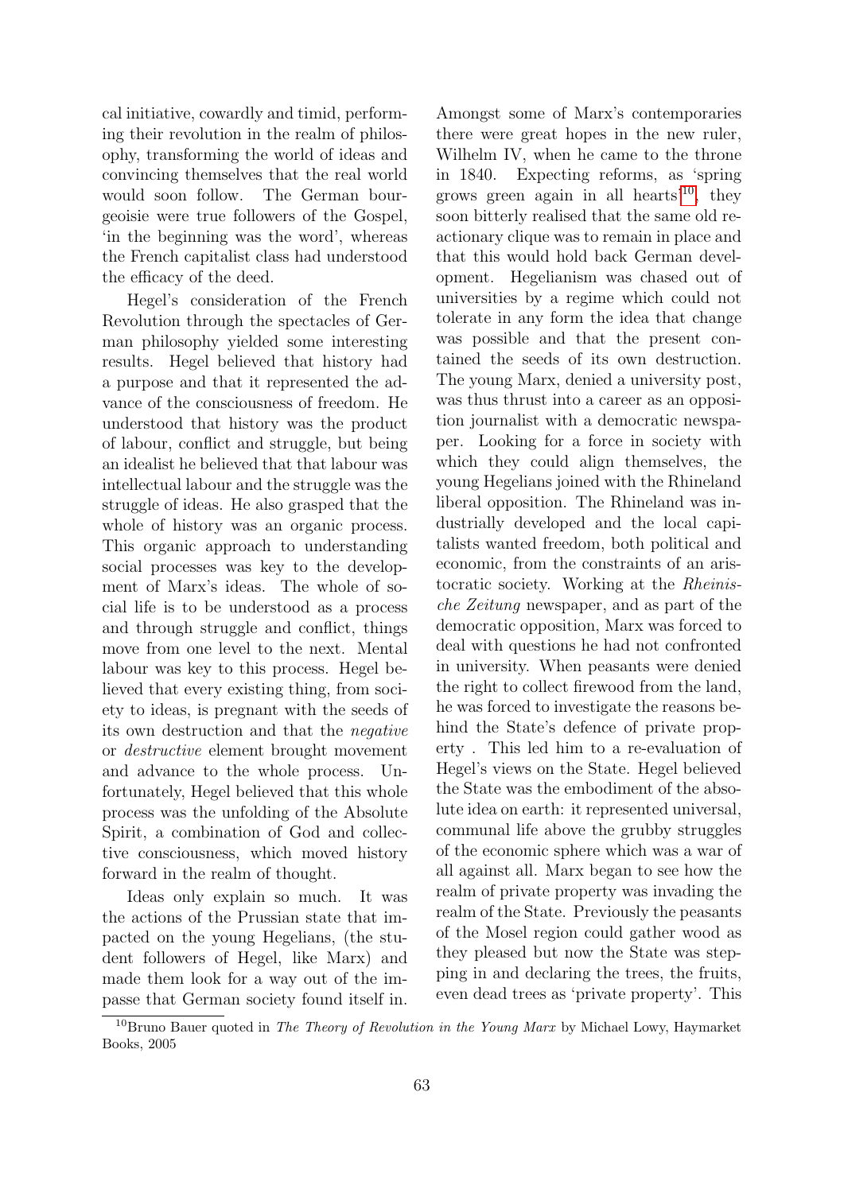cal initiative, cowardly and timid, performing their revolution in the realm of philosophy, transforming the world of ideas and convincing themselves that the real world would soon follow. The German bourgeoisie were true followers of the Gospel, 'in the beginning was the word', whereas the French capitalist class had understood the efficacy of the deed.

Hegel's consideration of the French Revolution through the spectacles of German philosophy yielded some interesting results. Hegel believed that history had a purpose and that it represented the advance of the consciousness of freedom. He understood that history was the product of labour, conflict and struggle, but being an idealist he believed that that labour was intellectual labour and the struggle was the struggle of ideas. He also grasped that the whole of history was an organic process. This organic approach to understanding social processes was key to the development of Marx's ideas. The whole of social life is to be understood as a process and through struggle and conflict, things move from one level to the next. Mental labour was key to this process. Hegel believed that every existing thing, from society to ideas, is pregnant with the seeds of its own destruction and that the *negative* or *destructive* element brought movement and advance to the whole process. Unfortunately, Hegel believed that this whole process was the unfolding of the Absolute Spirit, a combination of God and collective consciousness, which moved history forward in the realm of thought.

Ideas only explain so much. It was the actions of the Prussian state that impacted on the young Hegelians, (the student followers of Hegel, like Marx) and made them look for a way out of the impasse that German society found itself in. Amongst some of Marx's contemporaries there were great hopes in the new ruler, Wilhelm IV, when he came to the throne in 1840. Expecting reforms, as 'spring grows green again in all hearts'[10], they soon bitterly realised that the same old reactionary clique was to remain in place and that this would hold back German development. Hegelianism was chased out of universities by a regime which could not tolerate in any form the idea that change was possible and that the present contained the seeds of its own destruction. The young Marx, denied a university post, was thus thrust into a career as an opposition journalist with a democratic newspaper. Looking for a force in society with which they could align themselves, the young Hegelians joined with the Rhineland liberal opposition. The Rhineland was industrially developed and the local capitalists wanted freedom, both political and economic, from the constraints of an aristocratic society. Working at the *Rheinische Zeitung* newspaper, and as part of the democratic opposition, Marx was forced to deal with questions he had not confronted in university. When peasants were denied the right to collect firewood from the land, he was forced to investigate the reasons behind the State's defence of private property . This led him to a re-evaluation of Hegel's views on the State. Hegel believed the State was the embodiment of the absolute idea on earth: it represented universal, communal life above the grubby struggles of the economic sphere which was a war of all against all. Marx began to see how the realm of private property was invading the realm of the State. Previously the peasants of the Mosel region could gather wood as they pleased but now the State was stepping in and declaring the trees, the fruits, even dead trees as 'private property'. This

[10] Bruno Bauer quoted in *The Theory of Revolution in the Young Marx* by Michael Lowy, Haymarket Books, 2005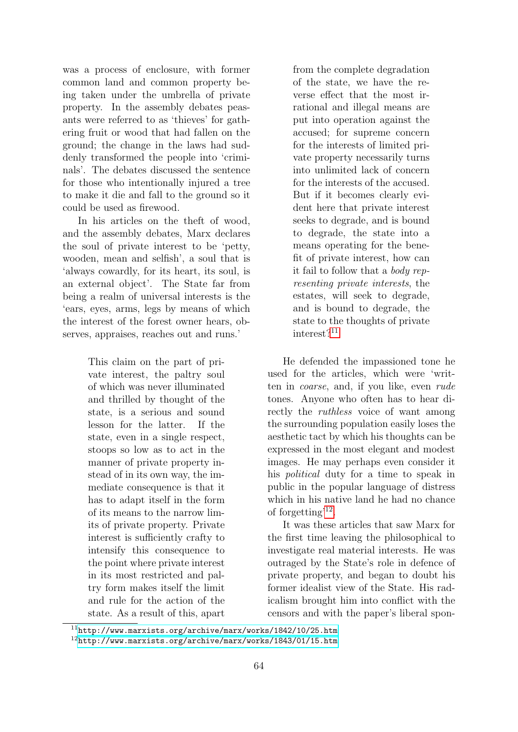was a process of enclosure, with former common land and common property being taken under the umbrella of private property. In the assembly debates peasants were referred to as 'thieves' for gathering fruit or wood that had fallen on the ground; the change in the laws had suddenly transformed the people into 'criminals'. The debates discussed the sentence for those who intentionally injured a tree to make it die and fall to the ground so it could be used as firewood.

In his articles on the theft of wood, and the assembly debates, Marx declares the soul of private interest to be 'petty, wooden, mean and selfish', a soul that is 'always cowardly, for its heart, its soul, is an external object'. The State far from being a realm of universal interests is the 'ears, eyes, arms, legs by means of which the interest of the forest owner hears, observes, appraises, reaches out and runs.'

> This claim on the part of private interest, the paltry soul of which was never illuminated and thrilled by thought of the state, is a serious and sound lesson for the latter. If the state, even in a single respect, stoops so low as to act in the manner of private property instead of in its own way, the immediate consequence is that it has to adapt itself in the form of its means to the narrow limits of private property. Private interest is sufficiently crafty to intensify this consequence to the point where private interest in its most restricted and paltry form makes itself the limit and rule for the action of the state. As a result of this, apart from the complete degradation of the state, we have the reverse effect that the most irrational and illegal means are put into operation against the accused; for supreme concern for the interests of limited private property necessarily turns into unlimited lack of concern for the interests of the accused. But if it becomes clearly evident here that private interest seeks to degrade, and is bound to degrade, the state into a means operating for the benefit of private interest, how can it fail to follow that a *body representing private interests*, the estates, will seek to degrade, and is bound to degrade, the state to the thoughts of private interest?[11]

He defended the impassioned tone he used for the articles, which were 'written in *coarse*, and, if you like, even *rude* tones. Anyone who often has to hear directly the *ruthless* voice of want among the surrounding population easily loses the aesthetic tact by which his thoughts can be expressed in the most elegant and modest images. He may perhaps even consider it his *political* duty for a time to speak in public in the popular language of distress which in his native land he had no chance of forgetting'[12].

It was these articles that saw Marx for the first time leaving the philosophical to investigate real material interests. He was outraged by the State's role in defence of private property, and began to doubt his former idealist view of the State. His radicalism brought him into conflict with the censors and with the paper's liberal spon-

[11] http://www.marxists.org/archive/marx/works/1842/10/25.htm

[12] http://www.marxists.org/archive/marx/works/1843/01/15.htm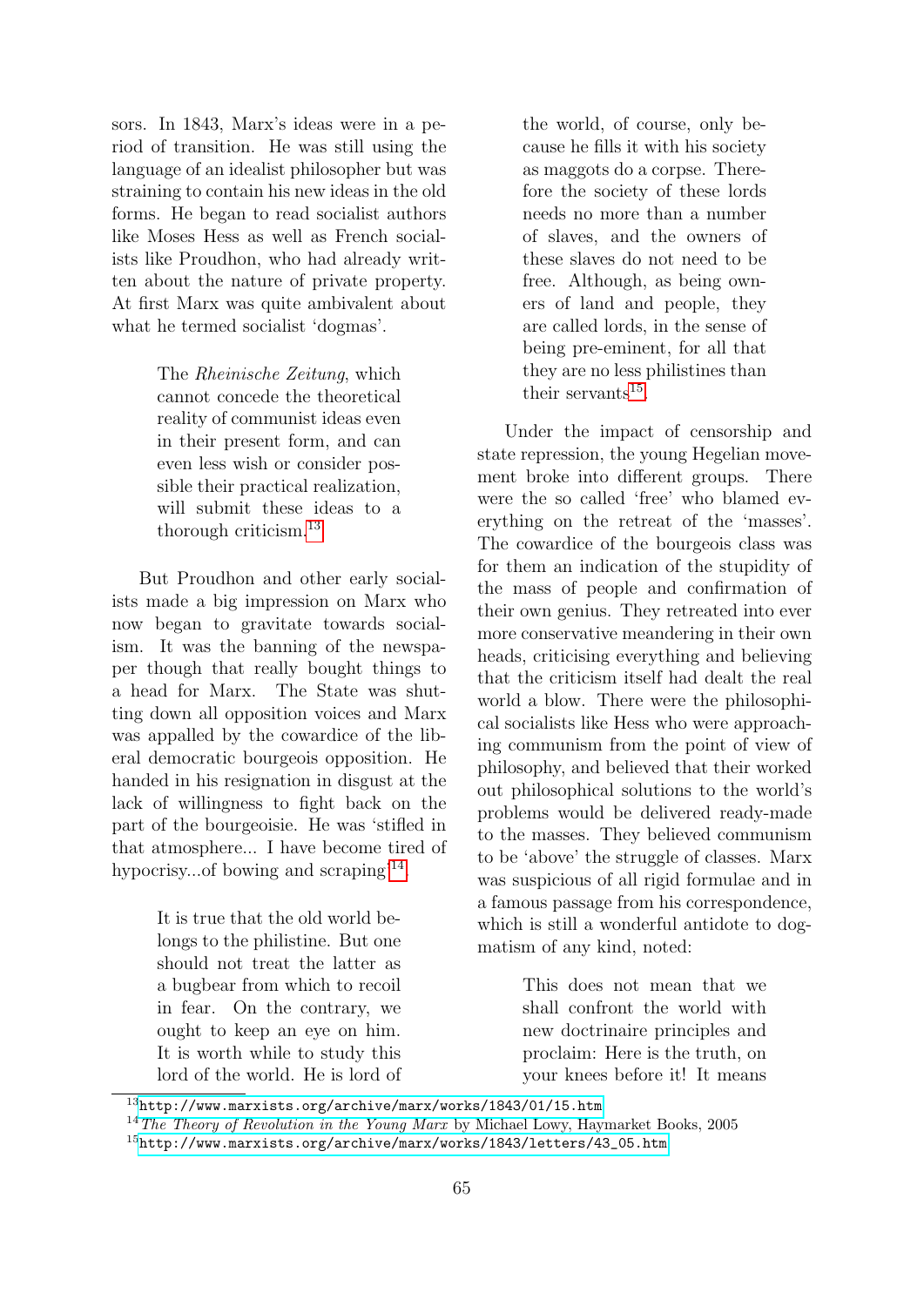sors. In 1843, Marx's ideas were in a period of transition. He was still using the language of an idealist philosopher but was straining to contain his new ideas in the old forms. He began to read socialist authors like Moses Hess as well as French socialists like Proudhon, who had already written about the nature of private property. At first Marx was quite ambivalent about what he termed socialist 'dogmas'.

> The *Rheinische Zeitung*, which cannot concede the theoretical reality of communist ideas even in their present form, and can even less wish or consider possible their practical realization, will submit these ideas to a thorough criticism.[13]

But Proudhon and other early socialists made a big impression on Marx who now began to gravitate towards socialism. It was the banning of the newspaper though that really bought things to a head for Marx. The State was shutting down all opposition voices and Marx was appalled by the cowardice of the liberal democratic bourgeois opposition. He handed in his resignation in disgust at the lack of willingness to fight back on the part of the bourgeoisie. He was 'stifled in that atmosphere... I have become tired of hypocrisy...of bowing and scraping'[14].

> It is true that the old world belongs to the philistine. But one should not treat the latter as a bugbear from which to recoil in fear. On the contrary, we ought to keep an eye on him. It is worth while to study this lord of the world. He is lord of the world, of course, only because he fills it with his society as maggots do a corpse. Therefore the society of these lords needs no more than a number of slaves, and the owners of these slaves do not need to be free. Although, as being owners of land and people, they are called lords, in the sense of being pre-eminent, for all that they are no less philistines than their servants[15].

Under the impact of censorship and state repression, the young Hegelian movement broke into different groups. There were the so called 'free' who blamed everything on the retreat of the 'masses'. The cowardice of the bourgeois class was for them an indication of the stupidity of the mass of people and confirmation of their own genius. They retreated into ever more conservative meandering in their own heads, criticising everything and believing that the criticism itself had dealt the real world a blow. There were the philosophical socialists like Hess who were approaching communism from the point of view of philosophy, and believed that their worked out philosophical solutions to the world's problems would be delivered ready-made to the masses. They believed communism to be 'above' the struggle of classes. Marx was suspicious of all rigid formulae and in a famous passage from his correspondence, which is still a wonderful antidote to dogmatism of any kind, noted:

> This does not mean that we shall confront the world with new doctrinaire principles and proclaim: Here is the truth, on your knees before it! It means

---

[13] http://www.marxists.org/archive/marx/works/1843/01/15.htm

[14] *The Theory of Revolution in the Young Marx* by Michael Lowy, Haymarket Books, 2005

[15] http://www.marxists.org/archive/marx/works/1843/letters/43_05.htm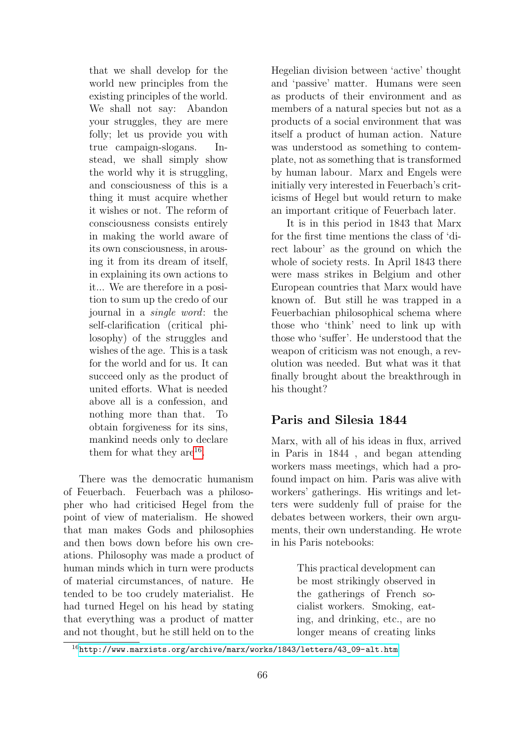> that we shall develop for the world new principles from the existing principles of the world. We shall not say: Abandon your struggles, they are mere folly; let us provide you with true campaign-slogans. Instead, we shall simply show the world why it is struggling, and consciousness of this is a thing it must acquire whether it wishes or not. The reform of consciousness consists entirely in making the world aware of its own consciousness, in arousing it from its dream of itself, in explaining its own actions to it... We are therefore in a position to sum up the credo of our journal in a *single word*: the self-clarification (critical philosophy) of the struggles and wishes of the age. This is a task for the world and for us. It can succeed only as the product of united efforts. What is needed above all is a confession, and nothing more than that. To obtain forgiveness for its sins, mankind needs only to declare them for what they are[16].

There was the democratic humanism of Feuerbach. Feuerbach was a philosopher who had criticised Hegel from the point of view of materialism. He showed that man makes Gods and philosophies and then bows down before his own creations. Philosophy was made a product of human minds which in turn were products of material circumstances, of nature. He tended to be too crudely materialist. He had turned Hegel on his head by stating that everything was a product of matter and not thought, but he still held on to the Hegelian division between 'active' thought and 'passive' matter. Humans were seen as products of their environment and as members of a natural species but not as a products of a social environment that was itself a product of human action. Nature was understood as something to contemplate, not as something that is transformed by human labour. Marx and Engels were initially very interested in Feuerbach's criticisms of Hegel but would return to make an important critique of Feuerbach later.

It is in this period in 1843 that Marx for the first time mentions the class of 'direct labour' as the ground on which the whole of society rests. In April 1843 there were mass strikes in Belgium and other European countries that Marx would have known of. But still he was trapped in a Feuerbachian philosophical schema where those who 'think' need to link up with those who 'suffer'. He understood that the weapon of criticism was not enough, a revolution was needed. But what was it that finally brought about the breakthrough in his thought?

## Paris and Silesia 1844

Marx, with all of his ideas in flux, arrived in Paris in 1844 , and began attending workers mass meetings, which had a profound impact on him. Paris was alive with workers' gatherings. His writings and letters were suddenly full of praise for the debates between workers, their own arguments, their own understanding. He wrote in his Paris notebooks:

> This practical development can be most strikingly observed in the gatherings of French socialist workers. Smoking, eating, and drinking, etc., are no longer means of creating links

[16] http://www.marxists.org/archive/marx/works/1843/letters/43_09-alt.htm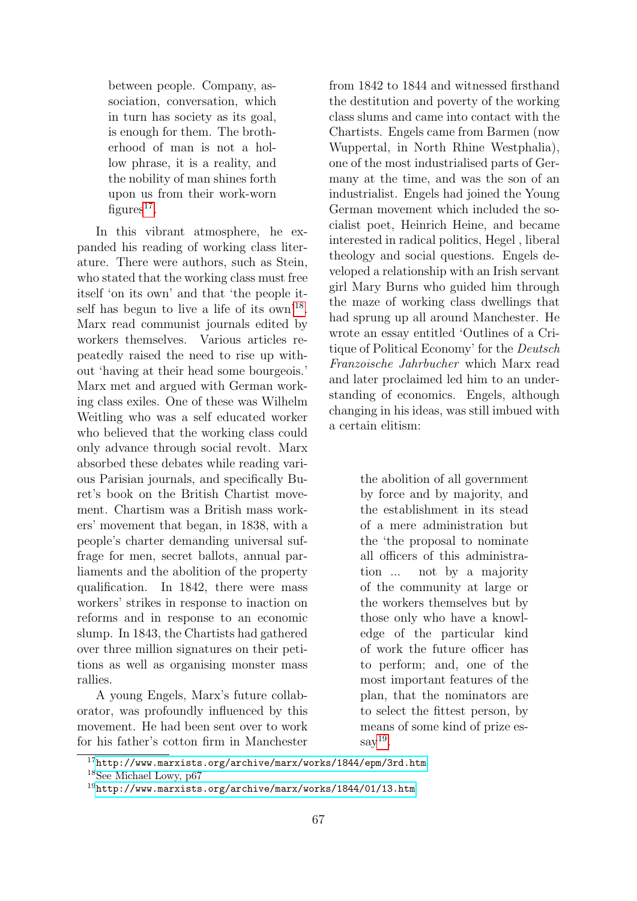> between people. Company, association, conversation, which in turn has society as its goal, is enough for them. The brotherhood of man is not a hollow phrase, it is a reality, and the nobility of man shines forth upon us from their work-worn figures[17].

In this vibrant atmosphere, he expanded his reading of working class literature. There were authors, such as Stein, who stated that the working class must free itself 'on its own' and that 'the people itself has begun to live a life of its own'[18]. Marx read communist journals edited by workers themselves. Various articles repeatedly raised the need to rise up without 'having at their head some bourgeois.' Marx met and argued with German working class exiles. One of these was Wilhelm Weitling who was a self educated worker who believed that the working class could only advance through social revolt. Marx absorbed these debates while reading various Parisian journals, and specifically Buret's book on the British Chartist movement. Chartism was a British mass workers' movement that began, in 1838, with a people's charter demanding universal suffrage for men, secret ballots, annual parliaments and the abolition of the property qualification. In 1842, there were mass workers' strikes in response to inaction on reforms and in response to an economic slump. In 1843, the Chartists had gathered over three million signatures on their petitions as well as organising monster mass rallies.

A young Engels, Marx's future collaborator, was profoundly influenced by this movement. He had been sent over to work for his father's cotton firm in Manchester from 1842 to 1844 and witnessed firsthand the destitution and poverty of the working class slums and came into contact with the Chartists. Engels came from Barmen (now Wuppertal, in North Rhine Westphalia), one of the most industrialised parts of Germany at the time, and was the son of an industrialist. Engels had joined the Young German movement which included the socialist poet, Heinrich Heine, and became interested in radical politics, Hegel , liberal theology and social questions. Engels developed a relationship with an Irish servant girl Mary Burns who guided him through the maze of working class dwellings that had sprung up all around Manchester. He wrote an essay entitled 'Outlines of a Critique of Political Economy' for the *Deutsch Franzoische Jahrbucher* which Marx read and later proclaimed led him to an understanding of economics. Engels, although changing in his ideas, was still imbued with a certain elitism:

> the abolition of all government by force and by majority, and the establishment in its stead of a mere administration but the 'the proposal to nominate all officers of this administration ... not by a majority of the community at large or the workers themselves but by those only who have a knowledge of the particular kind of work the future officer has to perform; and, one of the most important features of the plan, that the nominators are to select the fittest person, by means of some kind of prize essay[19].

---

[17] http://www.marxists.org/archive/marx/works/1844/epm/3rd.htm

[18] See Michael Lowy, p67

[19] http://www.marxists.org/archive/marx/works/1844/01/13.htm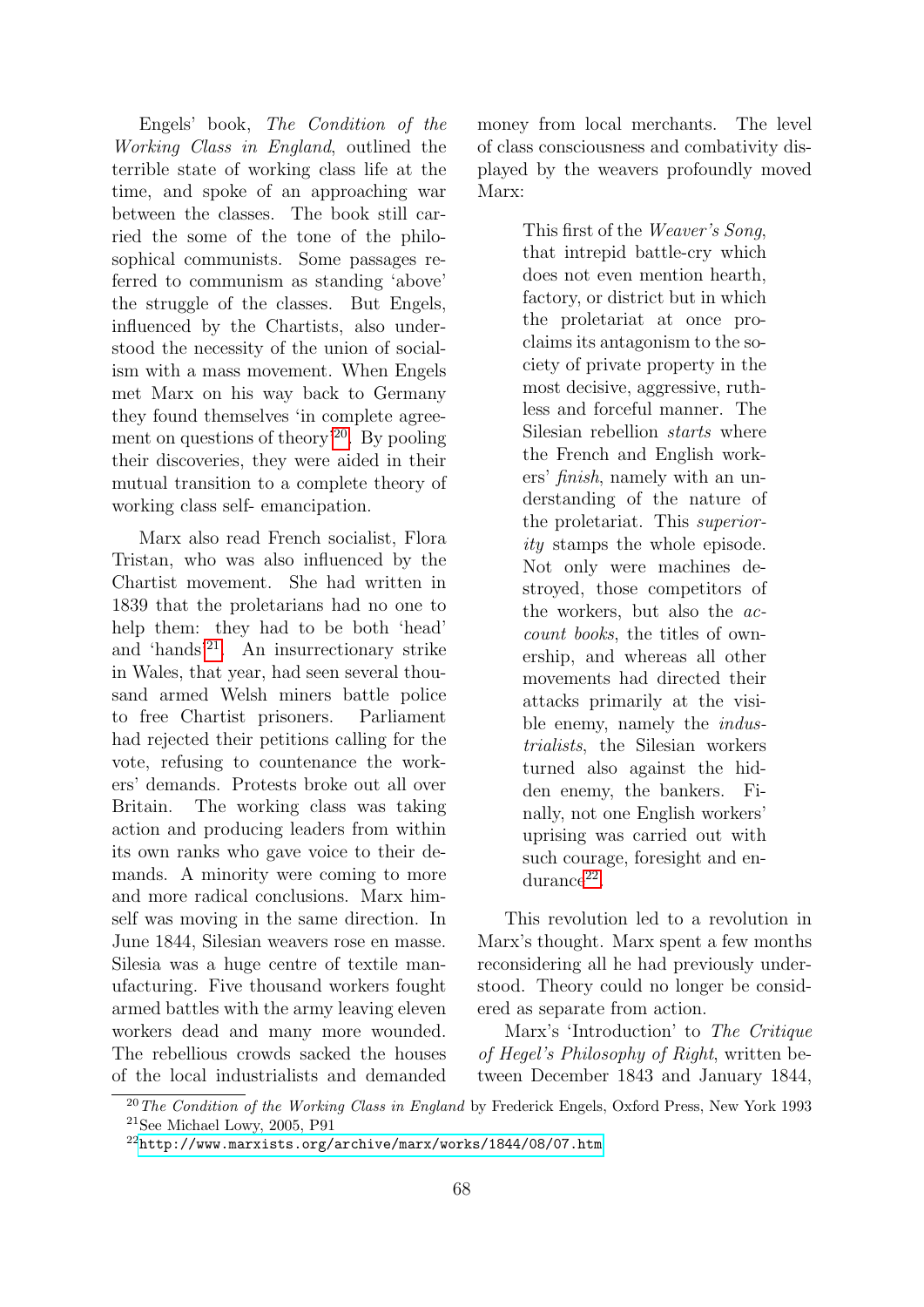Engels' book, *The Condition of the Working Class in England*, outlined the terrible state of working class life at the time, and spoke of an approaching war between the classes. The book still carried the some of the tone of the philosophical communists. Some passages referred to communism as standing 'above' the struggle of the classes. But Engels, influenced by the Chartists, also understood the necessity of the union of socialism with a mass movement. When Engels met Marx on his way back to Germany they found themselves 'in complete agreement on questions of theory'[20]. By pooling their discoveries, they were aided in their mutual transition to a complete theory of working class self- emancipation.

Marx also read French socialist, Flora Tristan, who was also influenced by the Chartist movement. She had written in 1839 that the proletarians had no one to help them: they had to be both 'head' and 'hands'[21]. An insurrectionary strike in Wales, that year, had seen several thousand armed Welsh miners battle police to free Chartist prisoners. Parliament had rejected their petitions calling for the vote, refusing to countenance the workers' demands. Protests broke out all over Britain. The working class was taking action and producing leaders from within its own ranks who gave voice to their demands. A minority were coming to more and more radical conclusions. Marx himself was moving in the same direction. In June 1844, Silesian weavers rose en masse. Silesia was a huge centre of textile manufacturing. Five thousand workers fought armed battles with the army leaving eleven workers dead and many more wounded. The rebellious crowds sacked the houses of the local industrialists and demanded money from local merchants. The level of class consciousness and combativity displayed by the weavers profoundly moved Marx:

> This first of the *Weaver's Song*, that intrepid battle-cry which does not even mention hearth, factory, or district but in which the proletariat at once proclaims its antagonism to the society of private property in the most decisive, aggressive, ruthless and forceful manner. The Silesian rebellion *starts* where the French and English workers' *finish*, namely with an understanding of the nature of the proletariat. This *superiority* stamps the whole episode. Not only were machines destroyed, those competitors of the workers, but also the *account books*, the titles of ownership, and whereas all other movements had directed their attacks primarily at the visible enemy, namely the *industrialists*, the Silesian workers turned also against the hidden enemy, the bankers. Finally, not one English workers' uprising was carried out with such courage, foresight and endurance[22].

This revolution led to a revolution in Marx's thought. Marx spent a few months reconsidering all he had previously understood. Theory could no longer be considered as separate from action.

Marx's 'Introduction' to *The Critique of Hegel's Philosophy of Right*, written between December 1843 and January 1844,

---

[20] *The Condition of the Working Class in England* by Frederick Engels, Oxford Press, New York 1993

[21] See Michael Lowy, 2005, P91

[22] http://www.marxists.org/archive/marx/works/1844/08/07.htm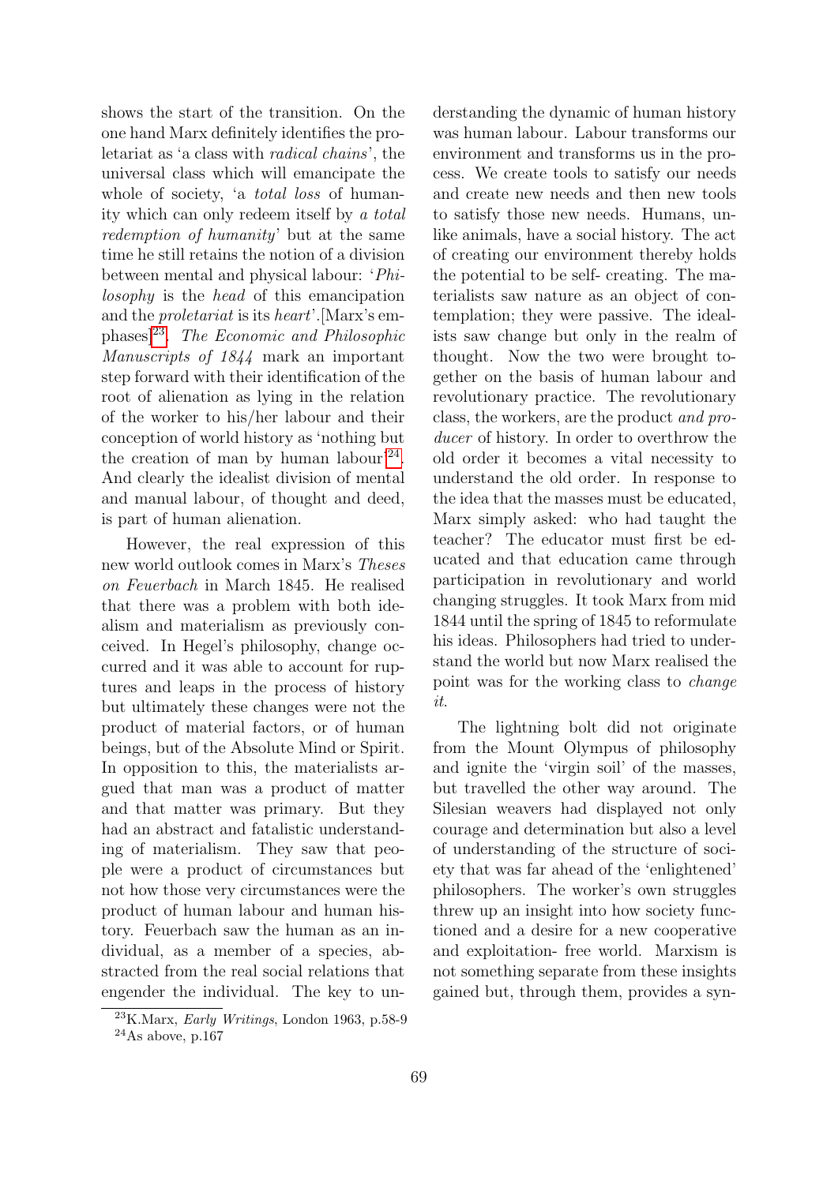shows the start of the transition. On the one hand Marx definitely identifies the proletariat as 'a class with *radical chains*', the universal class which will emancipate the whole of society, 'a *total loss* of humanity which can only redeem itself by *a total redemption of humanity*' but at the same time he still retains the notion of a division between mental and physical labour: '*Philosophy* is the *head* of this emancipation and the *proletariat* is its *heart*'.[Marx's emphases][23]. *The Economic and Philosophic Manuscripts of 1844* mark an important step forward with their identification of the root of alienation as lying in the relation of the worker to his/her labour and their conception of world history as 'nothing but the creation of man by human labour'[24]. And clearly the idealist division of mental and manual labour, of thought and deed, is part of human alienation.

However, the real expression of this new world outlook comes in Marx's *Theses on Feuerbach* in March 1845. He realised that there was a problem with both idealism and materialism as previously conceived. In Hegel's philosophy, change occurred and it was able to account for ruptures and leaps in the process of history but ultimately these changes were not the product of material factors, or of human beings, but of the Absolute Mind or Spirit. In opposition to this, the materialists argued that man was a product of matter and that matter was primary. But they had an abstract and fatalistic understanding of materialism. They saw that people were a product of circumstances but not how those very circumstances were the product of human labour and human history. Feuerbach saw the human as an individual, as a member of a species, abstracted from the real social relations that engender the individual. The key to understanding the dynamic of human history was human labour. Labour transforms our environment and transforms us in the process. We create tools to satisfy our needs and create new needs and then new tools to satisfy those new needs. Humans, unlike animals, have a social history. The act of creating our environment thereby holds the potential to be self- creating. The materialists saw nature as an object of contemplation; they were passive. The idealists saw change but only in the realm of thought. Now the two were brought together on the basis of human labour and revolutionary practice. The revolutionary class, the workers, are the product *and producer* of history. In order to overthrow the old order it becomes a vital necessity to understand the old order. In response to the idea that the masses must be educated, Marx simply asked: who had taught the teacher? The educator must first be educated and that education came through participation in revolutionary and world changing struggles. It took Marx from mid 1844 until the spring of 1845 to reformulate his ideas. Philosophers had tried to understand the world but now Marx realised the point was for the working class to *change it*.

The lightning bolt did not originate from the Mount Olympus of philosophy and ignite the 'virgin soil' of the masses, but travelled the other way around. The Silesian weavers had displayed not only courage and determination but also a level of understanding of the structure of society that was far ahead of the 'enlightened' philosophers. The worker's own struggles threw up an insight into how society functioned and a desire for a new cooperative and exploitation- free world. Marxism is not something separate from these insights gained but, through them, provides a syn-

[23] K.Marx, *Early Writings*, London 1963, p.58-9

[24] As above, p.167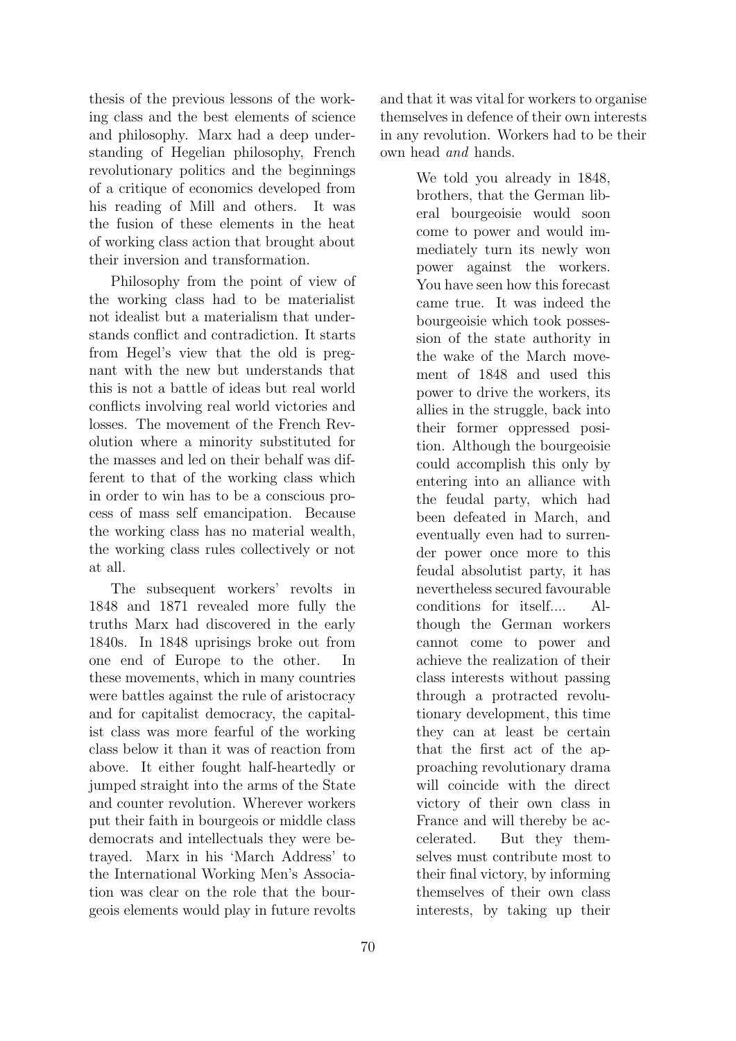thesis of the previous lessons of the working class and the best elements of science and philosophy. Marx had a deep understanding of Hegelian philosophy, French revolutionary politics and the beginnings of a critique of economics developed from his reading of Mill and others. It was the fusion of these elements in the heat of working class action that brought about their inversion and transformation.

Philosophy from the point of view of the working class had to be materialist not idealist but a materialism that understands conflict and contradiction. It starts from Hegel's view that the old is pregnant with the new but understands that this is not a battle of ideas but real world conflicts involving real world victories and losses. The movement of the French Revolution where a minority substituted for the masses and led on their behalf was different to that of the working class which in order to win has to be a conscious process of mass self emancipation. Because the working class has no material wealth, the working class rules collectively or not at all.

The subsequent workers' revolts in 1848 and 1871 revealed more fully the truths Marx had discovered in the early 1840s. In 1848 uprisings broke out from one end of Europe to the other. In these movements, which in many countries were battles against the rule of aristocracy and for capitalist democracy, the capitalist class was more fearful of the working class below it than it was of reaction from above. It either fought half-heartedly or jumped straight into the arms of the State and counter revolution. Wherever workers put their faith in bourgeois or middle class democrats and intellectuals they were betrayed. Marx in his 'March Address' to the International Working Men's Association was clear on the role that the bourgeois elements would play in future revolts and that it was vital for workers to organise themselves in defence of their own interests in any revolution. Workers had to be their own head *and* hands.

> We told you already in 1848, brothers, that the German liberal bourgeoisie would soon come to power and would immediately turn its newly won power against the workers. You have seen how this forecast came true. It was indeed the bourgeoisie which took possession of the state authority in the wake of the March movement of 1848 and used this power to drive the workers, its allies in the struggle, back into their former oppressed position. Although the bourgeoisie could accomplish this only by entering into an alliance with the feudal party, which had been defeated in March, and eventually even had to surrender power once more to this feudal absolutist party, it has nevertheless secured favourable conditions for itself.... Although the German workers cannot come to power and achieve the realization of their class interests without passing through a protracted revolutionary development, this time they can at least be certain that the first act of the approaching revolutionary drama will coincide with the direct victory of their own class in France and will thereby be accelerated. But they themselves must contribute most to their final victory, by informing themselves of their own class interests, by taking up their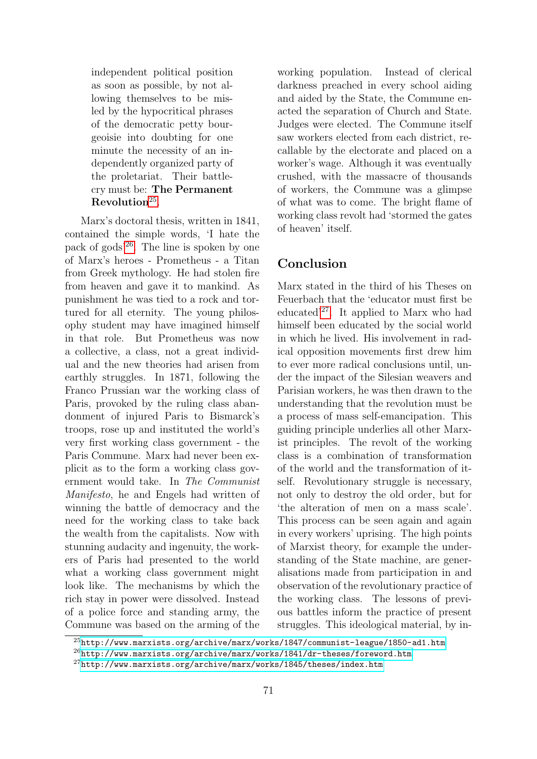> independent political position as soon as possible, by not allowing themselves to be misled by the hypocritical phrases of the democratic petty bourgeoisie into doubting for one minute the necessity of an independently organized party of the proletariat. Their battlecry must be: **The Permanent Revolution**[25].

Marx's doctoral thesis, written in 1841, contained the simple words, 'I hate the pack of gods'[26]. The line is spoken by one of Marx's heroes - Prometheus - a Titan from Greek mythology. He had stolen fire from heaven and gave it to mankind. As punishment he was tied to a rock and tortured for all eternity. The young philosophy student may have imagined himself in that role. But Prometheus was now a collective, a class, not a great individual and the new theories had arisen from earthly struggles. In 1871, following the Franco Prussian war the working class of Paris, provoked by the ruling class abandonment of injured Paris to Bismarck's troops, rose up and instituted the world's very first working class government - the Paris Commune. Marx had never been explicit as to the form a working class government would take. In *The Communist Manifesto*, he and Engels had written of winning the battle of democracy and the need for the working class to take back the wealth from the capitalists. Now with stunning audacity and ingenuity, the workers of Paris had presented to the world what a working class government might look like. The mechanisms by which the rich stay in power were dissolved. Instead of a police force and standing army, the Commune was based on the arming of the working population. Instead of clerical darkness preached in every school aiding and aided by the State, the Commune enacted the separation of Church and State. Judges were elected. The Commune itself saw workers elected from each district, recallable by the electorate and placed on a worker's wage. Although it was eventually crushed, with the massacre of thousands of workers, the Commune was a glimpse of what was to come. The bright flame of working class revolt had 'stormed the gates of heaven' itself.

## Conclusion

Marx stated in the third of his Theses on Feuerbach that the 'educator must first be educated'[27]. It applied to Marx who had himself been educated by the social world in which he lived. His involvement in radical opposition movements first drew him to ever more radical conclusions until, under the impact of the Silesian weavers and Parisian workers, he was then drawn to the understanding that the revolution must be a process of mass self-emancipation. This guiding principle underlies all other Marxist principles. The revolt of the working class is a combination of transformation of the world and the transformation of itself. Revolutionary struggle is necessary, not only to destroy the old order, but for 'the alteration of men on a mass scale'. This process can be seen again and again in every workers' uprising. The high points of Marxist theory, for example the understanding of the State machine, are generalisations made from participation in and observation of the revolutionary practice of the working class. The lessons of previous battles inform the practice of present struggles. This ideological material, by in-

[25] http://www.marxists.org/archive/marx/works/1847/communist-league/1850-ad1.htm

[26] http://www.marxists.org/archive/marx/works/1841/dr-theses/foreword.htm

[27] http://www.marxists.org/archive/marx/works/1845/theses/index.htm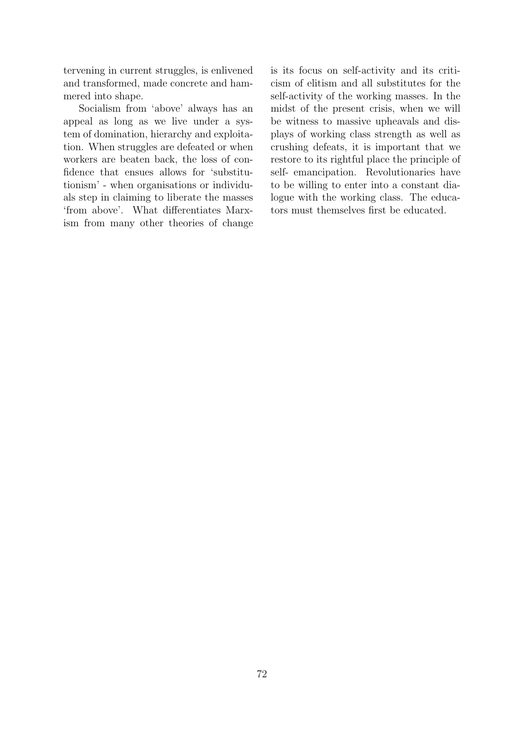tervening in current struggles, is enlivened and transformed, made concrete and hammered into shape.

Socialism from 'above' always has an appeal as long as we live under a system of domination, hierarchy and exploitation. When struggles are defeated or when workers are beaten back, the loss of confidence that ensues allows for 'substitutionism' - when organisations or individuals step in claiming to liberate the masses 'from above'. What differentiates Marxism from many other theories of change is its focus on self-activity and its criticism of elitism and all substitutes for the self-activity of the working masses. In the midst of the present crisis, when we will be witness to massive upheavals and displays of working class strength as well as crushing defeats, it is important that we restore to its rightful place the principle of self- emancipation. Revolutionaries have to be willing to enter into a constant dialogue with the working class. The educators must themselves first be educated.